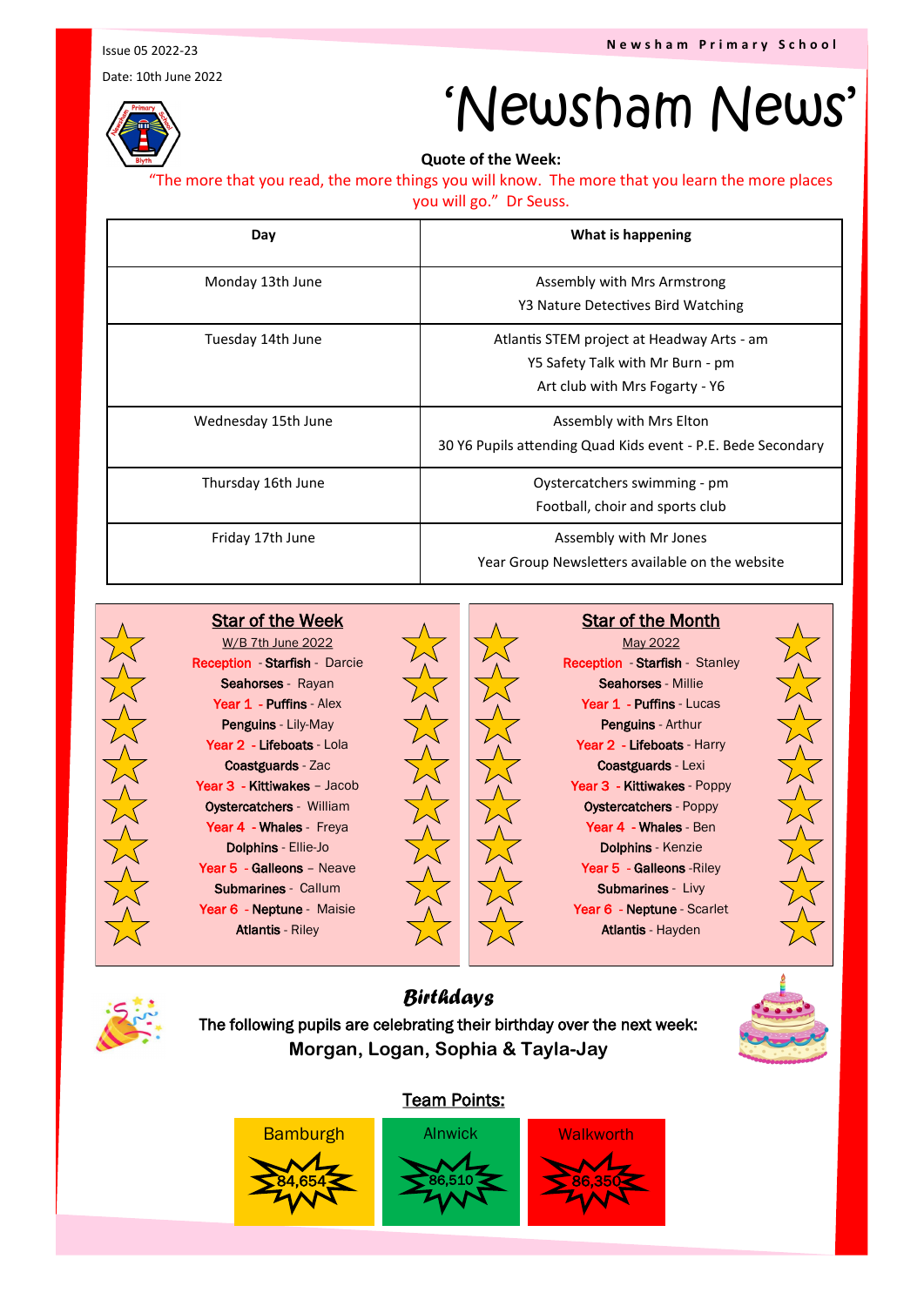Issue 05 2022-23

Date: 10th June 2022

# 'Newsham News'

**Quote of the Week:**

"The more that you read, the more things you will know. The more that you learn the more places you will go." Dr Seuss.

| Day | What is happening |
|---|---|
| Monday 13th June | Assembly with Mrs Armstrong<br>Y3 Nature Detectives Bird Watching |
| Tuesday 14th June | Atlantis STEM project at Headway Arts - am<br>Y5 Safety Talk with Mr Burn - pm<br>Art club with Mrs Fogarty - Y6 |
| Wednesday 15th June | Assembly with Mrs Elton<br>30 Y6 Pupils attending Quad Kids event - P.E. Bede Secondary |
| Thursday 16th June | Oystercatchers swimming - pm<br>Football, choir and sports club |
| Friday 17th June | Assembly with Mr Jones<br>Year Group Newsletters available on the website |

## Star of the Week

W/B 7th June 2022

Reception - **Starfish** - Darcie
**Seahorses** - Rayan
Year 1 - **Puffins** - Alex
**Penguins** - Lily-May
Year 2 - **Lifeboats** - Lola
**Coastguards** - Zac
Year 3 - **Kittiwakes** – Jacob
**Oystercatchers** - William
Year 4 - **Whales** - Freya
**Dolphins** - Ellie-Jo
Year 5 - **Galleons** – Neave
**Submarines** - Callum
Year 6 - **Neptune** - Maisie
**Atlantis** - Riley

## Star of the Month

May 2022

Reception - **Starfish** - Stanley
**Seahorses** - Millie
Year 1 - **Puffins** - Lucas
**Penguins** - Arthur
Year 2 - **Lifeboats** - Harry
**Coastguards** - Lexi
Year 3 - **Kittiwakes** - Poppy
**Oystercatchers** - Poppy
Year 4 - **Whales** - Ben
**Dolphins** - Kenzie
Year 5 - **Galleons** -Riley
**Submarines** - Livy
Year 6 - **Neptune** - Scarlet
**Atlantis** - Hayden

## Birthdays

The following pupils are celebrating their birthday over the next week:

**Morgan, Logan, Sophia & Tayla-Jay**

## Team Points:

| Bamburgh | Alnwick | Walkworth |
|---|---|---|
| 84,654 | 86,510 | 86,350 |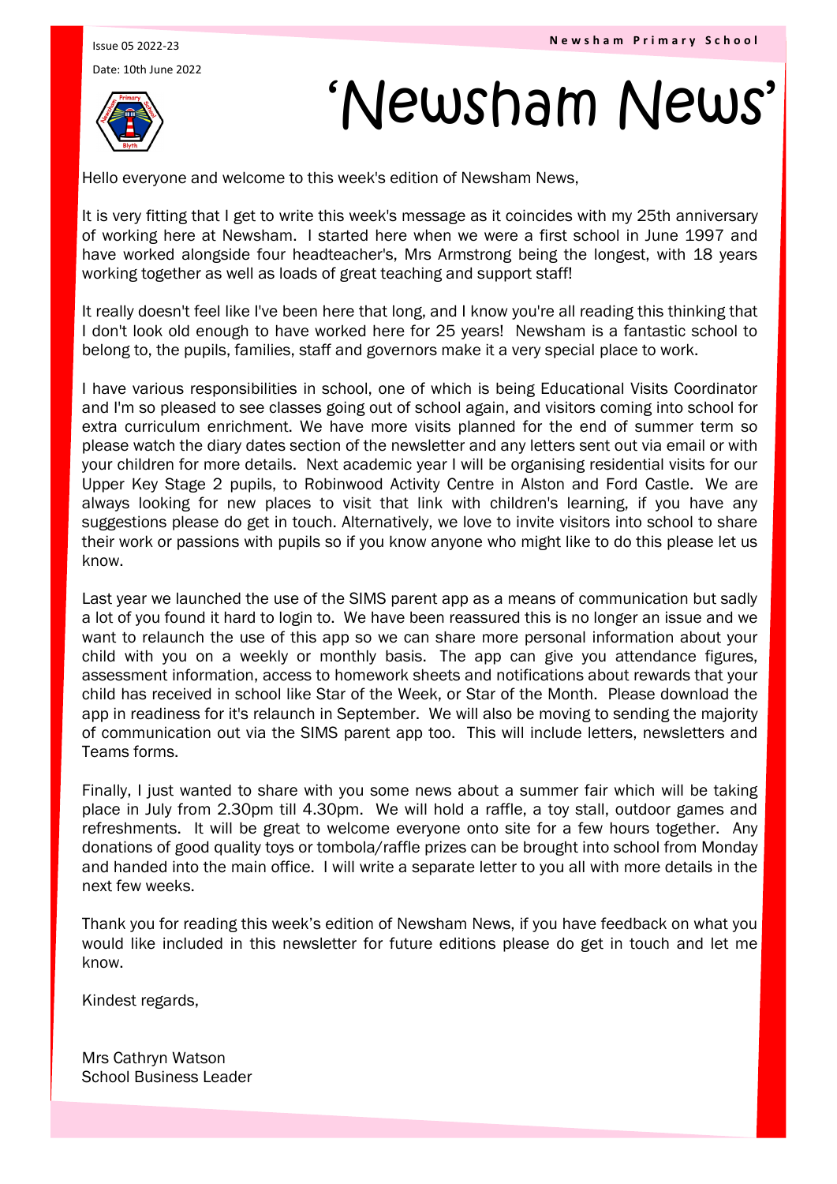Issue 05 2022-23

Date: 10th June 2022

# 'Newsham News'

Hello everyone and welcome to this week's edition of Newsham News,

It is very fitting that I get to write this week's message as it coincides with my 25th anniversary of working here at Newsham. I started here when we were a first school in June 1997 and have worked alongside four headteacher's, Mrs Armstrong being the longest, with 18 years working together as well as loads of great teaching and support staff!

It really doesn't feel like I've been here that long, and I know you're all reading this thinking that I don't look old enough to have worked here for 25 years! Newsham is a fantastic school to belong to, the pupils, families, staff and governors make it a very special place to work.

I have various responsibilities in school, one of which is being Educational Visits Coordinator and I'm so pleased to see classes going out of school again, and visitors coming into school for extra curriculum enrichment. We have more visits planned for the end of summer term so please watch the diary dates section of the newsletter and any letters sent out via email or with your children for more details. Next academic year I will be organising residential visits for our Upper Key Stage 2 pupils, to Robinwood Activity Centre in Alston and Ford Castle. We are always looking for new places to visit that link with children's learning, if you have any suggestions please do get in touch. Alternatively, we love to invite visitors into school to share their work or passions with pupils so if you know anyone who might like to do this please let us know.

Last year we launched the use of the SIMS parent app as a means of communication but sadly a lot of you found it hard to login to. We have been reassured this is no longer an issue and we want to relaunch the use of this app so we can share more personal information about your child with you on a weekly or monthly basis. The app can give you attendance figures, assessment information, access to homework sheets and notifications about rewards that your child has received in school like Star of the Week, or Star of the Month. Please download the app in readiness for it's relaunch in September. We will also be moving to sending the majority of communication out via the SIMS parent app too. This will include letters, newsletters and Teams forms.

Finally, I just wanted to share with you some news about a summer fair which will be taking place in July from 2.30pm till 4.30pm. We will hold a raffle, a toy stall, outdoor games and refreshments. It will be great to welcome everyone onto site for a few hours together. Any donations of good quality toys or tombola/raffle prizes can be brought into school from Monday and handed into the main office. I will write a separate letter to you all with more details in the next few weeks.

Thank you for reading this week's edition of Newsham News, if you have feedback on what you would like included in this newsletter for future editions please do get in touch and let me know.

Kindest regards,

Mrs Cathryn Watson
School Business Leader